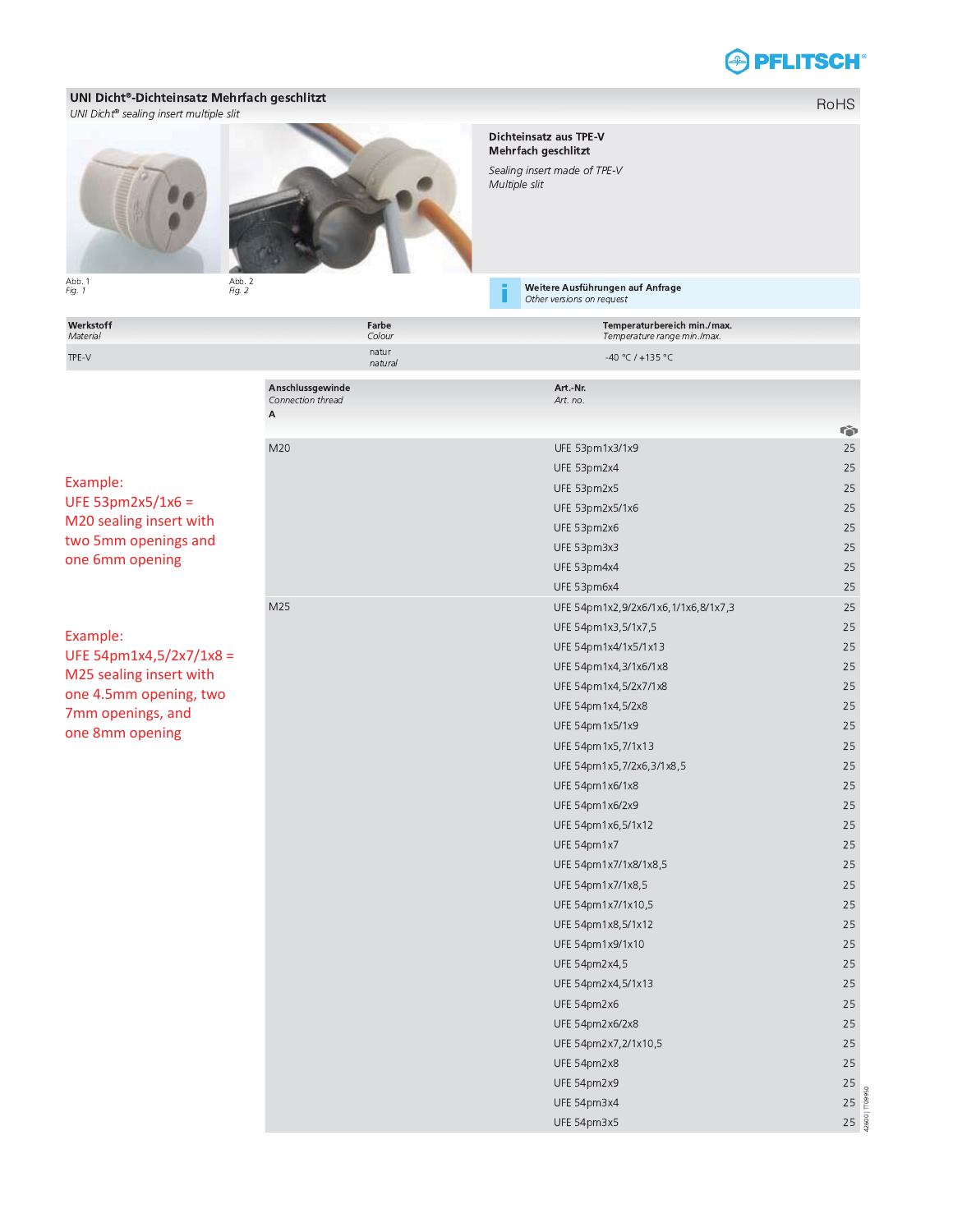PFLITSCH

## UNI Dicht®-Dichteinsatz Mehrfach geschlitzt

*UNI Dicht® sealing insert multiple slit*

RoHS

**Dichteinsatz aus TPE-V**
**Mehrfach geschlitzt**

*Sealing insert made of TPE-V*
*Multiple slit*

Abb. 1
*Fig. 1*

Abb. 2
*Fig. 2*

**Weitere Ausführungen auf Anfrage**
*Other versions on request*

| **Werkstoff** *Material* | **Farbe** *Colour* | **Temperaturbereich min./max.** *Temperature range min./max.* |
|---|---|---|
| TPE-V | natur *natural* | -40 °C / +135 °C |

Example:
UFE 53pm2x5/1x6 =
M20 sealing insert with
two 5mm openings and
one 6mm opening

Example:
UFE 54pm1x4,5/2x7/1x8 =
M25 sealing insert with
one 4.5mm opening, two
7mm openings, and
one 8mm opening

| **Anschlussgewinde** *Connection thread* **A** | **Art.-Nr.** *Art. no.* | |
|---|---|---|
| M20 | UFE 53pm1x3/1x9 | 25 |
| | UFE 53pm2x4 | 25 |
| | UFE 53pm2x5 | 25 |
| | UFE 53pm2x5/1x6 | 25 |
| | UFE 53pm2x6 | 25 |
| | UFE 53pm3x3 | 25 |
| | UFE 53pm4x4 | 25 |
| | UFE 53pm6x4 | 25 |
| M25 | UFE 54pm1x2,9/2x6/1x6,1/1x6,8/1x7,3 | 25 |
| | UFE 54pm1x3,5/1x7,5 | 25 |
| | UFE 54pm1x4/1x5/1x13 | 25 |
| | UFE 54pm1x4,3/1x6/1x8 | 25 |
| | UFE 54pm1x4,5/2x7/1x8 | 25 |
| | UFE 54pm1x4,5/2x8 | 25 |
| | UFE 54pm1x5/1x9 | 25 |
| | UFE 54pm1x5,7/1x13 | 25 |
| | UFE 54pm1x5,7/2x6,3/1x8,5 | 25 |
| | UFE 54pm1x6/1x8 | 25 |
| | UFE 54pm1x6/2x9 | 25 |
| | UFE 54pm1x6,5/1x12 | 25 |
| | UFE 54pm1x7 | 25 |
| | UFE 54pm1x7/1x8/1x8,5 | 25 |
| | UFE 54pm1x7/1x8,5 | 25 |
| | UFE 54pm1x7/1x10,5 | 25 |
| | UFE 54pm1x8,5/1x12 | 25 |
| | UFE 54pm1x9/1x10 | 25 |
| | UFE 54pm2x4,5 | 25 |
| | UFE 54pm2x4,5/1x13 | 25 |
| | UFE 54pm2x6 | 25 |
| | UFE 54pm2x6/2x8 | 25 |
| | UFE 54pm2x7,2/1x10,5 | 25 |
| | UFE 54pm2x8 | 25 |
| | UFE 54pm2x9 | 25 |
| | UFE 54pm3x4 | 25 |
| | UFE 54pm3x5 | 25 |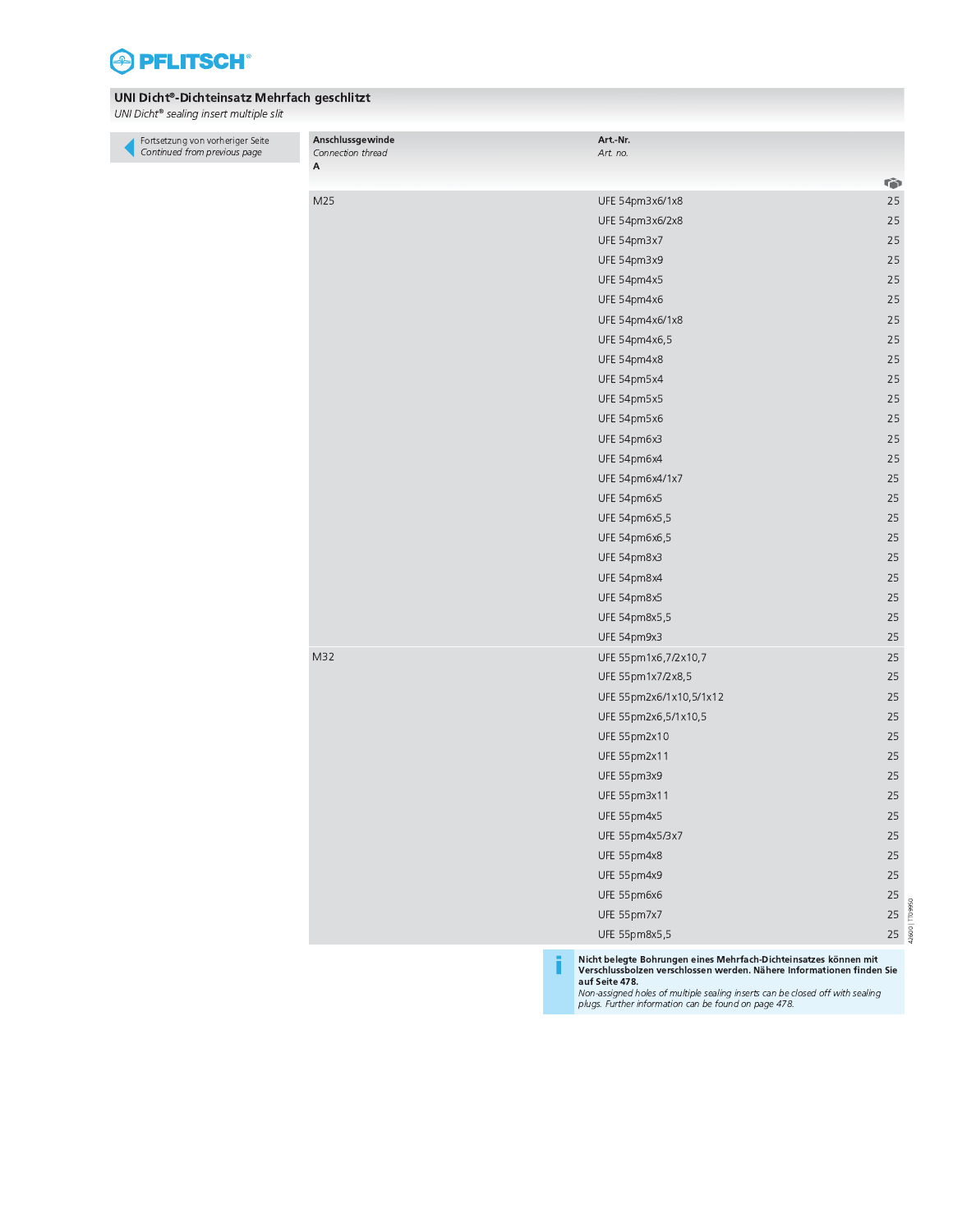## UNI Dicht®-Dichteinsatz Mehrfach geschlitzt

*UNI Dicht® sealing insert multiple slit*

Fortsetzung von vorheriger Seite
*Continued from previous page*

| Anschlussgewinde *Connection thread* A | Art.-Nr. *Art. no.* | |
|---|---|---|
| M25 | UFE 54pm3x6/1x8 | 25 |
| | UFE 54pm3x6/2x8 | 25 |
| | UFE 54pm3x7 | 25 |
| | UFE 54pm3x9 | 25 |
| | UFE 54pm4x5 | 25 |
| | UFE 54pm4x6 | 25 |
| | UFE 54pm4x6/1x8 | 25 |
| | UFE 54pm4x6,5 | 25 |
| | UFE 54pm4x8 | 25 |
| | UFE 54pm5x4 | 25 |
| | UFE 54pm5x5 | 25 |
| | UFE 54pm5x6 | 25 |
| | UFE 54pm6x3 | 25 |
| | UFE 54pm6x4 | 25 |
| | UFE 54pm6x4/1x7 | 25 |
| | UFE 54pm6x5 | 25 |
| | UFE 54pm6x5,5 | 25 |
| | UFE 54pm6x6,5 | 25 |
| | UFE 54pm8x3 | 25 |
| | UFE 54pm8x4 | 25 |
| | UFE 54pm8x5 | 25 |
| | UFE 54pm8x5,5 | 25 |
| | UFE 54pm9x3 | 25 |
| M32 | UFE 55pm1x6,7/2x10,7 | 25 |
| | UFE 55pm1x7/2x8,5 | 25 |
| | UFE 55pm2x6/1x10,5/1x12 | 25 |
| | UFE 55pm2x6,5/1x10,5 | 25 |
| | UFE 55pm2x10 | 25 |
| | UFE 55pm2x11 | 25 |
| | UFE 55pm3x9 | 25 |
| | UFE 55pm3x11 | 25 |
| | UFE 55pm4x5 | 25 |
| | UFE 55pm4x5/3x7 | 25 |
| | UFE 55pm4x8 | 25 |
| | UFE 55pm4x9 | 25 |
| | UFE 55pm6x6 | 25 |
| | UFE 55pm7x7 | 25 |
| | UFE 55pm8x5,5 | 25 |

**Nicht belegte Bohrungen eines Mehrfach-Dichteinsatzes können mit Verschlussbolzen verschlossen werden. Nähere Informationen finden Sie auf Seite 478.**
*Non-assigned holes of multiple sealing inserts can be closed off with sealing plugs. Further information can be found on page 478.*